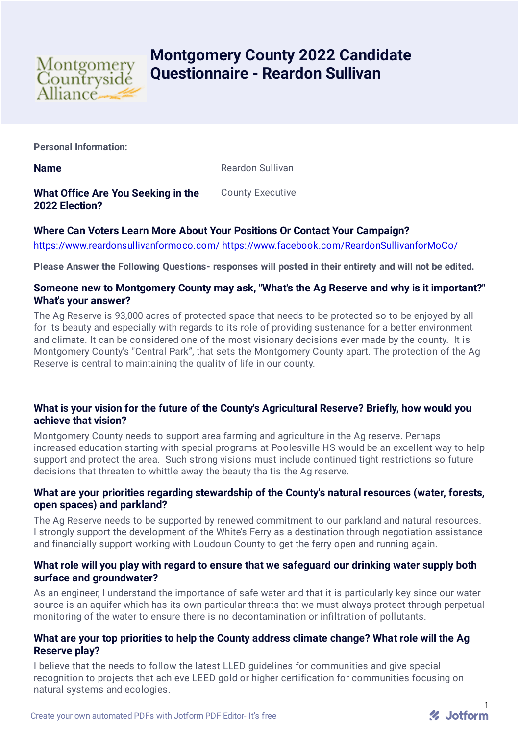# Montgomery County 2022 Candidate Questionnaire - Reardon Sullivan

**Personal Information:**

**Name** Reardon Sullivan

**What Office Are You Seeking in the 2022 Election?** County Executive

**Where Can Voters Learn More About Your Positions Or Contact Your Campaign?**

https://www.reardonsullivanformoco.com/ https://www.facebook.com/ReardonSullivanforMoCo/

**Please Answer the Following Questions- responses will posted in their entirety and will not be edited.**

**Someone new to Montgomery County may ask, "What's the Ag Reserve and why is it important?" What's your answer?**

The Ag Reserve is 93,000 acres of protected space that needs to be protected so to be enjoyed by all for its beauty and especially with regards to its role of providing sustenance for a better environment and climate. It can be considered one of the most visionary decisions ever made by the county. It is Montgomery County's "Central Park", that sets the Montgomery County apart. The protection of the Ag Reserve is central to maintaining the quality of life in our county.

**What is your vision for the future of the County's Agricultural Reserve? Briefly, how would you achieve that vision?**

Montgomery County needs to support area farming and agriculture in the Ag reserve. Perhaps increased education starting with special programs at Poolesville HS would be an excellent way to help support and protect the area. Such strong visions must include continued tight restrictions so future decisions that threaten to whittle away the beauty tha tis the Ag reserve.

**What are your priorities regarding stewardship of the County's natural resources (water, forests, open spaces) and parkland?**

The Ag Reserve needs to be supported by renewed commitment to our parkland and natural resources. I strongly support the development of the White's Ferry as a destination through negotiation assistance and financially support working with Loudoun County to get the ferry open and running again.

**What role will you play with regard to ensure that we safeguard our drinking water supply both surface and groundwater?**

As an engineer, I understand the importance of safe water and that it is particularly key since our water source is an aquifer which has its own particular threats that we must always protect through perpetual monitoring of the water to ensure there is no decontamination or infiltration of pollutants.

**What are your top priorities to help the County address climate change? What role will the Ag Reserve play?**

I believe that the needs to follow the latest LLED guidelines for communities and give special recognition to projects that achieve LEED gold or higher certification for communities focusing on natural systems and ecologies.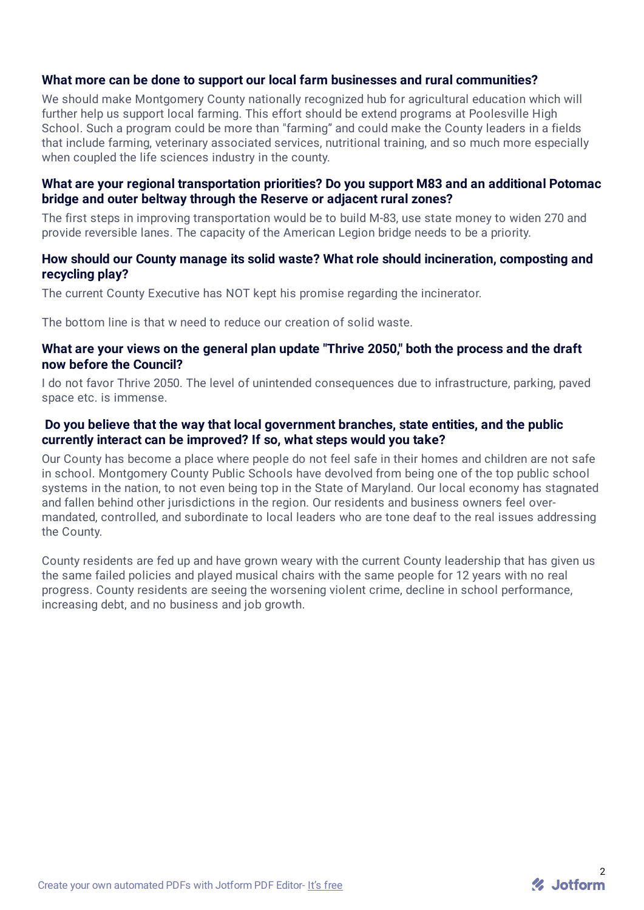**What more can be done to support our local farm businesses and rural communities?**

We should make Montgomery County nationally recognized hub for agricultural education which will further help us support local farming. This effort should be extend programs at Poolesville High School. Such a program could be more than "farming" and could make the County leaders in a fields that include farming, veterinary associated services, nutritional training, and so much more especially when coupled the life sciences industry in the county.

**What are your regional transportation priorities? Do you support M83 and an additional Potomac bridge and outer beltway through the Reserve or adjacent rural zones?**

The first steps in improving transportation would be to build M-83, use state money to widen 270 and provide reversible lanes. The capacity of the American Legion bridge needs to be a priority.

**How should our County manage its solid waste? What role should incineration, composting and recycling play?**

The current County Executive has NOT kept his promise regarding the incinerator.

The bottom line is that w need to reduce our creation of solid waste.

**What are your views on the general plan update "Thrive 2050," both the process and the draft now before the Council?**

I do not favor Thrive 2050. The level of unintended consequences due to infrastructure, parking, paved space etc. is immense.

**Do you believe that the way that local government branches, state entities, and the public currently interact can be improved? If so, what steps would you take?**

Our County has become a place where people do not feel safe in their homes and children are not safe in school. Montgomery County Public Schools have devolved from being one of the top public school systems in the nation, to not even being top in the State of Maryland. Our local economy has stagnated and fallen behind other jurisdictions in the region. Our residents and business owners feel over-mandated, controlled, and subordinate to local leaders who are tone deaf to the real issues addressing the County.

County residents are fed up and have grown weary with the current County leadership that has given us the same failed policies and played musical chairs with the same people for 12 years with no real progress. County residents are seeing the worsening violent crime, decline in school performance, increasing debt, and no business and job growth.